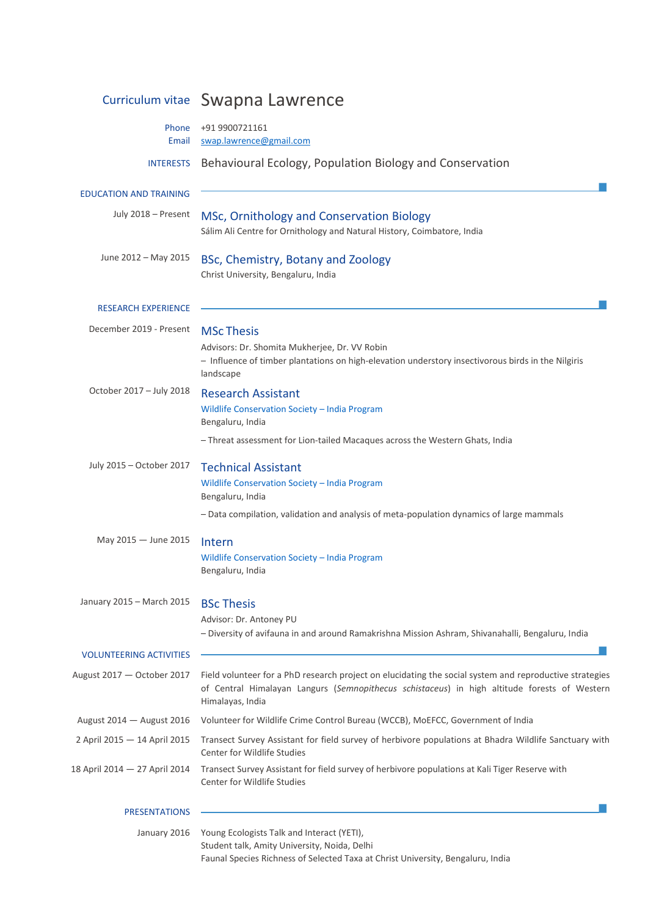# Curriculum vitae Swapna Lawrence

Phone +91 9900721161
Email swap.lawrence@gmail.com

INTERESTS Behavioural Ecology, Population Biology and Conservation

## EDUCATION AND TRAINING

July 2018 – Present
### MSc, Ornithology and Conservation Biology
Sálim Ali Centre for Ornithology and Natural History, Coimbatore, India

June 2012 – May 2015
### BSc, Chemistry, Botany and Zoology
Christ University, Bengaluru, India

## RESEARCH EXPERIENCE

December 2019 - Present
### MSc Thesis
Advisors: Dr. Shomita Mukherjee, Dr. VV Robin
– Influence of timber plantations on high-elevation understory insectivorous birds in the Nilgiris landscape

October 2017 – July 2018
### Research Assistant
Wildlife Conservation Society – India Program
Bengaluru, India

– Threat assessment for Lion-tailed Macaques across the Western Ghats, India

July 2015 – October 2017
### Technical Assistant
Wildlife Conservation Society – India Program
Bengaluru, India

– Data compilation, validation and analysis of meta-population dynamics of large mammals

May 2015 — June 2015
### Intern
Wildlife Conservation Society – India Program
Bengaluru, India

January 2015 – March 2015
### BSc Thesis
Advisor: Dr. Antoney PU
– Diversity of avifauna in and around Ramakrishna Mission Ashram, Shivanahalli, Bengaluru, India

## VOLUNTEERING ACTIVITIES

August 2017 — October 2017: Field volunteer for a PhD research project on elucidating the social system and reproductive strategies of Central Himalayan Langurs (*Semnopithecus schistaceus*) in high altitude forests of Western Himalayas, India

August 2014 — August 2016: Volunteer for Wildlife Crime Control Bureau (WCCB), MoEFCC, Government of India

2 April 2015 — 14 April 2015: Transect Survey Assistant for field survey of herbivore populations at Bhadra Wildlife Sanctuary with Center for Wildlife Studies

18 April 2014 — 27 April 2014: Transect Survey Assistant for field survey of herbivore populations at Kali Tiger Reserve with Center for Wildlife Studies

## PRESENTATIONS

January 2016
Young Ecologists Talk and Interact (YETI),
Student talk, Amity University, Noida, Delhi
Faunal Species Richness of Selected Taxa at Christ University, Bengaluru, India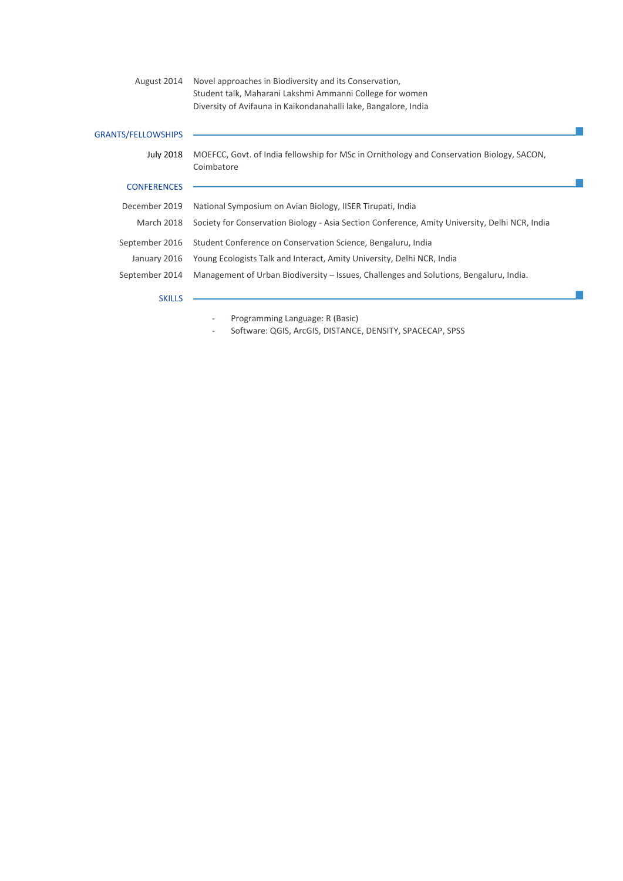| | |
|---|---|
| August 2014 | Novel approaches in Biodiversity and its Conservation,<br>Student talk, Maharani Lakshmi Ammanni College for women<br>Diversity of Avifauna in Kaikondanahalli lake, Bangalore, India |

## GRANTS/FELLOWSHIPS

| | |
|---|---|
| July 2018 | MOEFCC, Govt. of India fellowship for MSc in Ornithology and Conservation Biology, SACON, Coimbatore |

## CONFERENCES

| | |
|---|---|
| December 2019 | National Symposium on Avian Biology, IISER Tirupati, India |
| March 2018 | Society for Conservation Biology - Asia Section Conference, Amity University, Delhi NCR, India |
| September 2016 | Student Conference on Conservation Science, Bengaluru, India |
| January 2016 | Young Ecologists Talk and Interact, Amity University, Delhi NCR, India |
| September 2014 | Management of Urban Biodiversity – Issues, Challenges and Solutions, Bengaluru, India. |

## SKILLS

- Programming Language: R (Basic)
- Software: QGIS, ArcGIS, DISTANCE, DENSITY, SPACECAP, SPSS